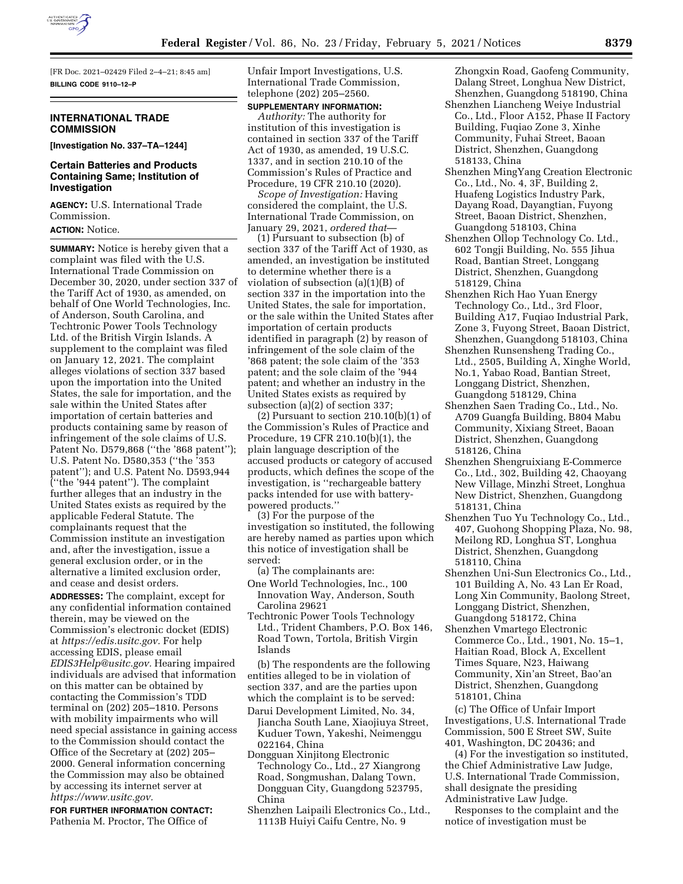[FR Doc. 2021–02429 Filed 2–4–21; 8:45 am]

**BILLING CODE 9110–12–P**

## INTERNATIONAL TRADE COMMISSION

**[Investigation No. 337–TA–1244]**

### Certain Batteries and Products Containing Same; Institution of Investigation

**AGENCY:** U.S. International Trade Commission.

**ACTION:** Notice.

**SUMMARY:** Notice is hereby given that a complaint was filed with the U.S. International Trade Commission on December 30, 2020, under section 337 of the Tariff Act of 1930, as amended, on behalf of One World Technologies, Inc. of Anderson, South Carolina, and Techtronic Power Tools Technology Ltd. of the British Virgin Islands. A supplement to the complaint was filed on January 12, 2021. The complaint alleges violations of section 337 based upon the importation into the United States, the sale for importation, and the sale within the United States after importation of certain batteries and products containing same by reason of infringement of the sole claims of U.S. Patent No. D579,868 (''the '868 patent''); U.S. Patent No. D580,353 (''the '353 patent''); and U.S. Patent No. D593,944 (''the '944 patent''). The complaint further alleges that an industry in the United States exists as required by the applicable Federal Statute. The complainants request that the Commission institute an investigation and, after the investigation, issue a general exclusion order, or in the alternative a limited exclusion order, and cease and desist orders.

**ADDRESSES:** The complaint, except for any confidential information contained therein, may be viewed on the Commission's electronic docket (EDIS) at *https://edis.usitc.gov.* For help accessing EDIS, please email *EDIS3Help@usitc.gov.* Hearing impaired individuals are advised that information on this matter can be obtained by contacting the Commission's TDD terminal on (202) 205–1810. Persons with mobility impairments who will need special assistance in gaining access to the Commission should contact the Office of the Secretary at (202) 205–2000. General information concerning the Commission may also be obtained by accessing its internet server at *https://www.usitc.gov.*

**FOR FURTHER INFORMATION CONTACT:** Pathenia M. Proctor, The Office of Unfair Import Investigations, U.S. International Trade Commission, telephone (202) 205–2560.

**SUPPLEMENTARY INFORMATION:**

*Authority:* The authority for institution of this investigation is contained in section 337 of the Tariff Act of 1930, as amended, 19 U.S.C. 1337, and in section 210.10 of the Commission's Rules of Practice and Procedure, 19 CFR 210.10 (2020).

*Scope of Investigation:* Having considered the complaint, the U.S. International Trade Commission, on January 29, 2021, *ordered that*—

(1) Pursuant to subsection (b) of section 337 of the Tariff Act of 1930, as amended, an investigation be instituted to determine whether there is a violation of subsection (a)(1)(B) of section 337 in the importation into the United States, the sale for importation, or the sale within the United States after importation of certain products identified in paragraph (2) by reason of infringement of the sole claim of the '868 patent; the sole claim of the '353 patent; and the sole claim of the '944 patent; and whether an industry in the United States exists as required by subsection (a)(2) of section 337;

(2) Pursuant to section 210.10(b)(1) of the Commission's Rules of Practice and Procedure, 19 CFR 210.10(b)(1), the plain language description of the accused products or category of accused products, which defines the scope of the investigation, is ''rechargeable battery packs intended for use with battery-powered products.''

(3) For the purpose of the investigation so instituted, the following are hereby named as parties upon which this notice of investigation shall be served:

(a) The complainants are:

One World Technologies, Inc., 100 Innovation Way, Anderson, South Carolina 29621

Techtronic Power Tools Technology Ltd., Trident Chambers, P.O. Box 146, Road Town, Tortola, British Virgin Islands

(b) The respondents are the following entities alleged to be in violation of section 337, and are the parties upon which the complaint is to be served:

Darui Development Limited, No. 34, Jiancha South Lane, Xiaojiuya Street, Kuduer Town, Yakeshi, Neimenggu 022164, China

Dongguan Xinjitong Electronic Technology Co., Ltd., 27 Xiangrong Road, Songmushan, Dalang Town, Dongguan City, Guangdong 523795, China

Shenzhen Laipaili Electronics Co., Ltd., 1113B Huiyi Caifu Centre, No. 9 Zhongxin Road, Gaofeng Community, Dalang Street, Longhua New District, Shenzhen, Guangdong 518190, China

Shenzhen Liancheng Weiye Industrial Co., Ltd., Floor A152, Phase II Factory Building, Fuqiao Zone 3, Xinhe Community, Fuhai Street, Baoan District, Shenzhen, Guangdong 518133, China

Shenzhen MingYang Creation Electronic Co., Ltd., No. 4, 3F, Building 2, Huafeng Logistics Industry Park, Dayang Road, Dayangtian, Fuyong Street, Baoan District, Shenzhen, Guangdong 518103, China

Shenzhen Ollop Technology Co. Ltd., 602 Tongji Building, No. 555 Jihua Road, Bantian Street, Longgang District, Shenzhen, Guangdong 518129, China

Shenzhen Rich Hao Yuan Energy Technology Co., Ltd., 3rd Floor, Building A17, Fuqiao Industrial Park, Zone 3, Fuyong Street, Baoan District, Shenzhen, Guangdong 518103, China

Shenzhen Runsensheng Trading Co., Ltd., 2505, Building A, Xinghe World, No.1, Yabao Road, Bantian Street, Longgang District, Shenzhen, Guangdong 518129, China

Shenzhen Saen Trading Co., Ltd., No. A709 Guangfa Building, B804 Mabu Community, Xixiang Street, Baoan District, Shenzhen, Guangdong 518126, China

Shenzhen Shengruixiang E-Commerce Co., Ltd., 302, Building 42, Chaoyang New Village, Minzhi Street, Longhua New District, Shenzhen, Guangdong 518131, China

Shenzhen Tuo Yu Technology Co., Ltd., 407, Guohong Shopping Plaza, No. 98, Meilong RD, Longhua ST, Longhua District, Shenzhen, Guangdong 518110, China

Shenzhen Uni-Sun Electronics Co., Ltd., 101 Building A, No. 43 Lan Er Road, Long Xin Community, Baolong Street, Longgang District, Shenzhen, Guangdong 518172, China

Shenzhen Vmartego Electronic Commerce Co., Ltd., 1901, No. 15–1, Haitian Road, Block A, Excellent Times Square, N23, Haiwang Community, Xin'an Street, Bao'an District, Shenzhen, Guangdong 518101, China

(c) The Office of Unfair Import Investigations, U.S. International Trade Commission, 500 E Street SW, Suite 401, Washington, DC 20436; and

(4) For the investigation so instituted, the Chief Administrative Law Judge, U.S. International Trade Commission, shall designate the presiding Administrative Law Judge.

Responses to the complaint and the notice of investigation must be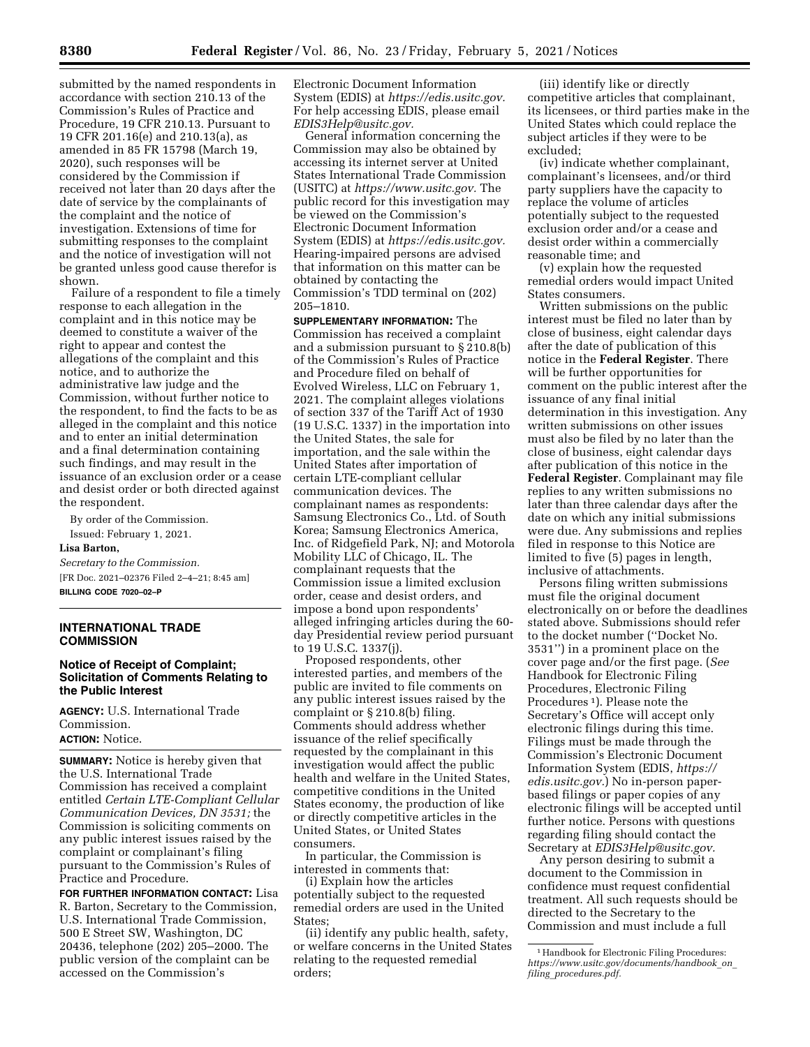submitted by the named respondents in accordance with section 210.13 of the Commission's Rules of Practice and Procedure, 19 CFR 210.13. Pursuant to 19 CFR 201.16(e) and 210.13(a), as amended in 85 FR 15798 (March 19, 2020), such responses will be considered by the Commission if received not later than 20 days after the date of service by the complainants of the complaint and the notice of investigation. Extensions of time for submitting responses to the complaint and the notice of investigation will not be granted unless good cause therefor is shown.

Failure of a respondent to file a timely response to each allegation in the complaint and in this notice may be deemed to constitute a waiver of the right to appear and contest the allegations of the complaint and this notice, and to authorize the administrative law judge and the Commission, without further notice to the respondent, to find the facts to be as alleged in the complaint and this notice and to enter an initial determination and a final determination containing such findings, and may result in the issuance of an exclusion order or a cease and desist order or both directed against the respondent.

By order of the Commission.

Issued: February 1, 2021.

**Lisa Barton,**

*Secretary to the Commission.*

[FR Doc. 2021–02376 Filed 2–4–21; 8:45 am]

**BILLING CODE 7020–02–P**

## INTERNATIONAL TRADE COMMISSION

### Notice of Receipt of Complaint; Solicitation of Comments Relating to the Public Interest

**AGENCY:** U.S. International Trade Commission.

**ACTION:** Notice.

**SUMMARY:** Notice is hereby given that the U.S. International Trade Commission has received a complaint entitled *Certain LTE-Compliant Cellular Communication Devices, DN 3531;* the Commission is soliciting comments on any public interest issues raised by the complaint or complainant's filing pursuant to the Commission's Rules of Practice and Procedure.

**FOR FURTHER INFORMATION CONTACT:** Lisa R. Barton, Secretary to the Commission, U.S. International Trade Commission, 500 E Street SW, Washington, DC 20436, telephone (202) 205–2000. The public version of the complaint can be accessed on the Commission's Electronic Document Information System (EDIS) at *https://edis.usitc.gov.* For help accessing EDIS, please email *EDIS3Help@usitc.gov.*

General information concerning the Commission may also be obtained by accessing its internet server at United States International Trade Commission (USITC) at *https://www.usitc.gov.* The public record for this investigation may be viewed on the Commission's Electronic Document Information System (EDIS) at *https://edis.usitc.gov.* Hearing-impaired persons are advised that information on this matter can be obtained by contacting the Commission's TDD terminal on (202) 205–1810.

**SUPPLEMENTARY INFORMATION:** The Commission has received a complaint and a submission pursuant to § 210.8(b) of the Commission's Rules of Practice and Procedure filed on behalf of Evolved Wireless, LLC on February 1, 2021. The complaint alleges violations of section 337 of the Tariff Act of 1930 (19 U.S.C. 1337) in the importation into the United States, the sale for importation, and the sale within the United States after importation of certain LTE-compliant cellular communication devices. The complainant names as respondents: Samsung Electronics Co., Ltd. of South Korea; Samsung Electronics America, Inc. of Ridgefield Park, NJ; and Motorola Mobility LLC of Chicago, IL. The complainant requests that the Commission issue a limited exclusion order, cease and desist orders, and impose a bond upon respondents' alleged infringing articles during the 60-day Presidential review period pursuant to 19 U.S.C. 1337(j).

Proposed respondents, other interested parties, and members of the public are invited to file comments on any public interest issues raised by the complaint or § 210.8(b) filing. Comments should address whether issuance of the relief specifically requested by the complainant in this investigation would affect the public health and welfare in the United States, competitive conditions in the United States economy, the production of like or directly competitive articles in the United States, or United States consumers.

In particular, the Commission is interested in comments that:

(i) Explain how the articles potentially subject to the requested remedial orders are used in the United States;

(ii) identify any public health, safety, or welfare concerns in the United States relating to the requested remedial orders;

(iii) identify like or directly competitive articles that complainant, its licensees, or third parties make in the United States which could replace the subject articles if they were to be excluded;

(iv) indicate whether complainant, complainant's licensees, and/or third party suppliers have the capacity to replace the volume of articles potentially subject to the requested exclusion order and/or a cease and desist order within a commercially reasonable time; and

(v) explain how the requested remedial orders would impact United States consumers.

Written submissions on the public interest must be filed no later than by close of business, eight calendar days after the date of publication of this notice in the **Federal Register**. There will be further opportunities for comment on the public interest after the issuance of any final initial determination in this investigation. Any written submissions on other issues must also be filed by no later than the close of business, eight calendar days after publication of this notice in the **Federal Register**. Complainant may file replies to any written submissions no later than three calendar days after the date on which any initial submissions were due. Any submissions and replies filed in response to this Notice are limited to five (5) pages in length, inclusive of attachments.

Persons filing written submissions must file the original document electronically on or before the deadlines stated above. Submissions should refer to the docket number ("Docket No. 3531") in a prominent place on the cover page and/or the first page. (*See* Handbook for Electronic Filing Procedures, Electronic Filing Procedures [1]). Please note the Secretary's Office will accept only electronic filings during this time. Filings must be made through the Commission's Electronic Document Information System (EDIS, *https://edis.usitc.gov.*) No in-person paper-based filings or paper copies of any electronic filings will be accepted until further notice. Persons with questions regarding filing should contact the Secretary at *EDIS3Help@usitc.gov.*

Any person desiring to submit a document to the Commission in confidence must request confidential treatment. All such requests should be directed to the Secretary to the Commission and must include a full

[1] Handbook for Electronic Filing Procedures: *https://www.usitc.gov/documents/handbook_on_filing_procedures.pdf.*